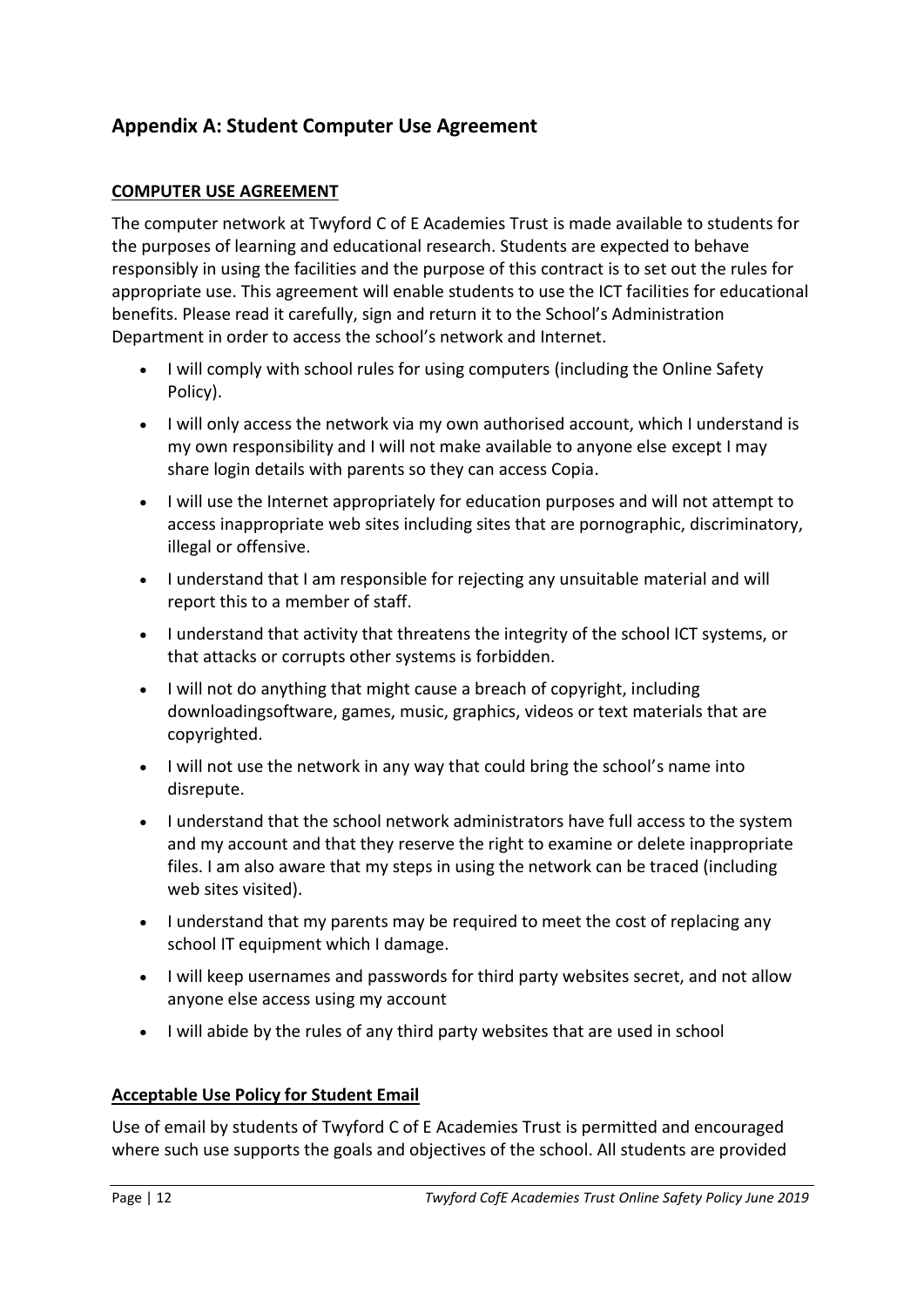## Appendix A: Student Computer Use Agreement

**COMPUTER USE AGREEMENT**

The computer network at Twyford C of E Academies Trust is made available to students for the purposes of learning and educational research. Students are expected to behave responsibly in using the facilities and the purpose of this contract is to set out the rules for appropriate use. This agreement will enable students to use the ICT facilities for educational benefits. Please read it carefully, sign and return it to the School's Administration Department in order to access the school's network and Internet.

- I will comply with school rules for using computers (including the Online Safety Policy).
- I will only access the network via my own authorised account, which I understand is my own responsibility and I will not make available to anyone else except I may share login details with parents so they can access Copia.
- I will use the Internet appropriately for education purposes and will not attempt to access inappropriate web sites including sites that are pornographic, discriminatory, illegal or offensive.
- I understand that I am responsible for rejecting any unsuitable material and will report this to a member of staff.
- I understand that activity that threatens the integrity of the school ICT systems, or that attacks or corrupts other systems is forbidden.
- I will not do anything that might cause a breach of copyright, including downloadingsoftware, games, music, graphics, videos or text materials that are copyrighted.
- I will not use the network in any way that could bring the school's name into disrepute.
- I understand that the school network administrators have full access to the system and my account and that they reserve the right to examine or delete inappropriate files. I am also aware that my steps in using the network can be traced (including web sites visited).
- I understand that my parents may be required to meet the cost of replacing any school IT equipment which I damage.
- I will keep usernames and passwords for third party websites secret, and not allow anyone else access using my account
- I will abide by the rules of any third party websites that are used in school

**Acceptable Use Policy for Student Email**

Use of email by students of Twyford C of E Academies Trust is permitted and encouraged where such use supports the goals and objectives of the school. All students are provided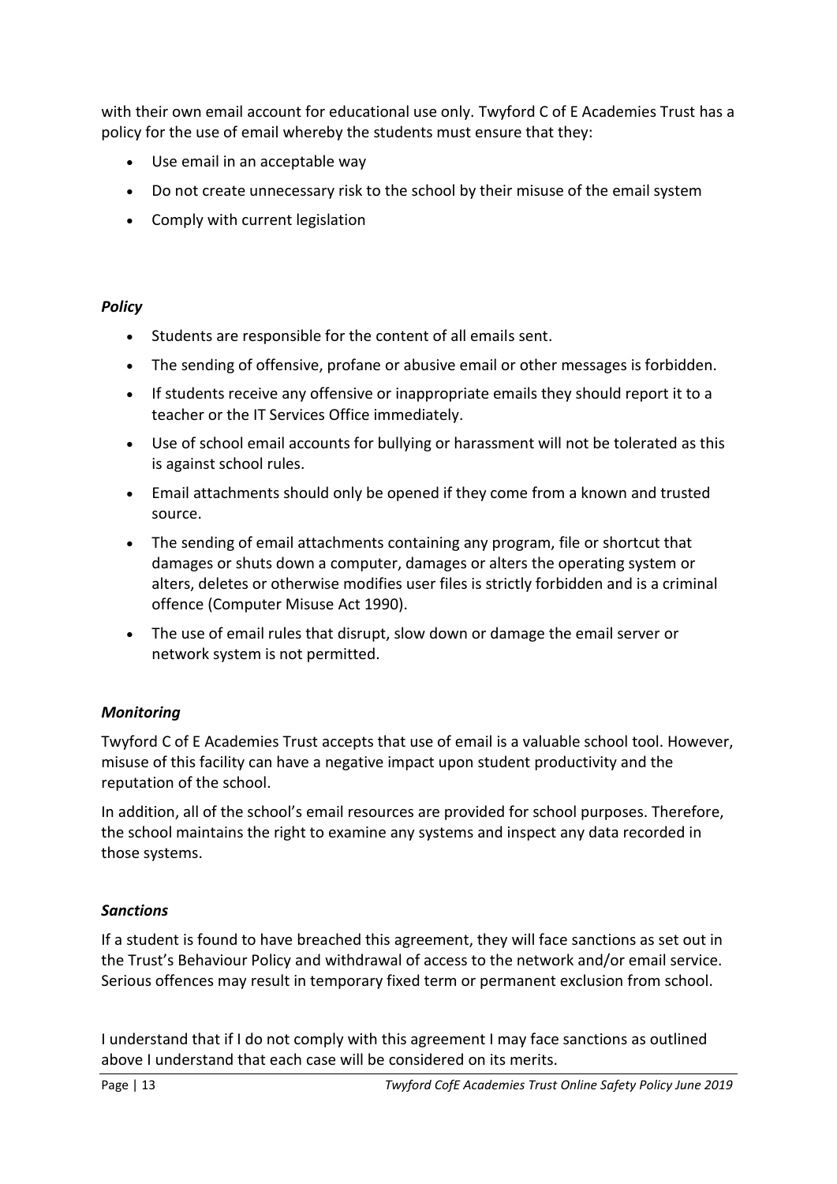with their own email account for educational use only. Twyford C of E Academies Trust has a policy for the use of email whereby the students must ensure that they:

- Use email in an acceptable way
- Do not create unnecessary risk to the school by their misuse of the email system
- Comply with current legislation

***Policy***

- Students are responsible for the content of all emails sent.
- The sending of offensive, profane or abusive email or other messages is forbidden.
- If students receive any offensive or inappropriate emails they should report it to a teacher or the IT Services Office immediately.
- Use of school email accounts for bullying or harassment will not be tolerated as this is against school rules.
- Email attachments should only be opened if they come from a known and trusted source.
- The sending of email attachments containing any program, file or shortcut that damages or shuts down a computer, damages or alters the operating system or alters, deletes or otherwise modifies user files is strictly forbidden and is a criminal offence (Computer Misuse Act 1990).
- The use of email rules that disrupt, slow down or damage the email server or network system is not permitted.

***Monitoring***

Twyford C of E Academies Trust accepts that use of email is a valuable school tool. However, misuse of this facility can have a negative impact upon student productivity and the reputation of the school.

In addition, all of the school's email resources are provided for school purposes. Therefore, the school maintains the right to examine any systems and inspect any data recorded in those systems.

***Sanctions***

If a student is found to have breached this agreement, they will face sanctions as set out in the Trust's Behaviour Policy and withdrawal of access to the network and/or email service. Serious offences may result in temporary fixed term or permanent exclusion from school.

I understand that if I do not comply with this agreement I may face sanctions as outlined above I understand that each case will be considered on its merits.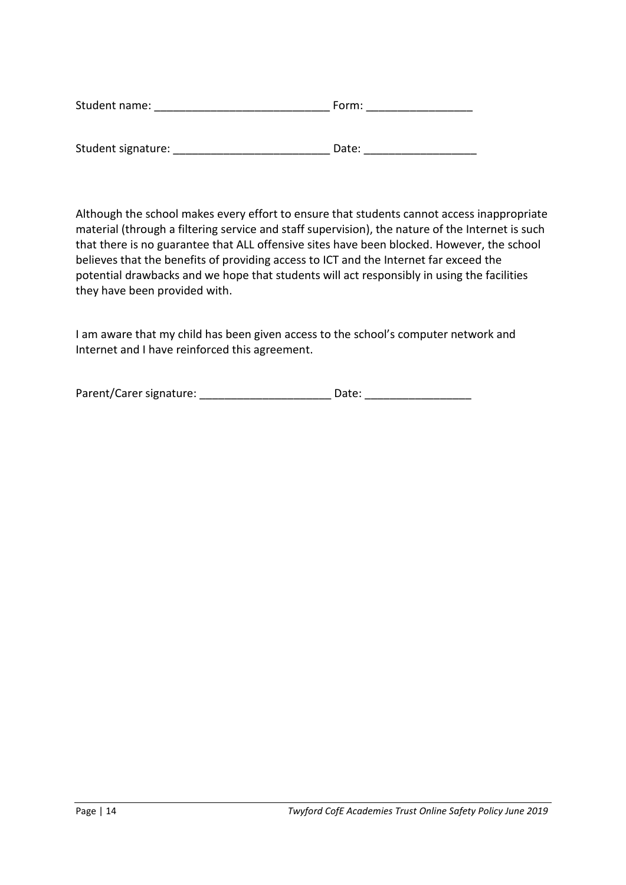Student name: ____________________________ Form: _________________

Student signature: _________________________ Date: __________________

Although the school makes every effort to ensure that students cannot access inappropriate material (through a filtering service and staff supervision), the nature of the Internet is such that there is no guarantee that ALL offensive sites have been blocked. However, the school believes that the benefits of providing access to ICT and the Internet far exceed the potential drawbacks and we hope that students will act responsibly in using the facilities they have been provided with.

I am aware that my child has been given access to the school's computer network and Internet and I have reinforced this agreement.

Parent/Carer signature: _____________________ Date: _________________